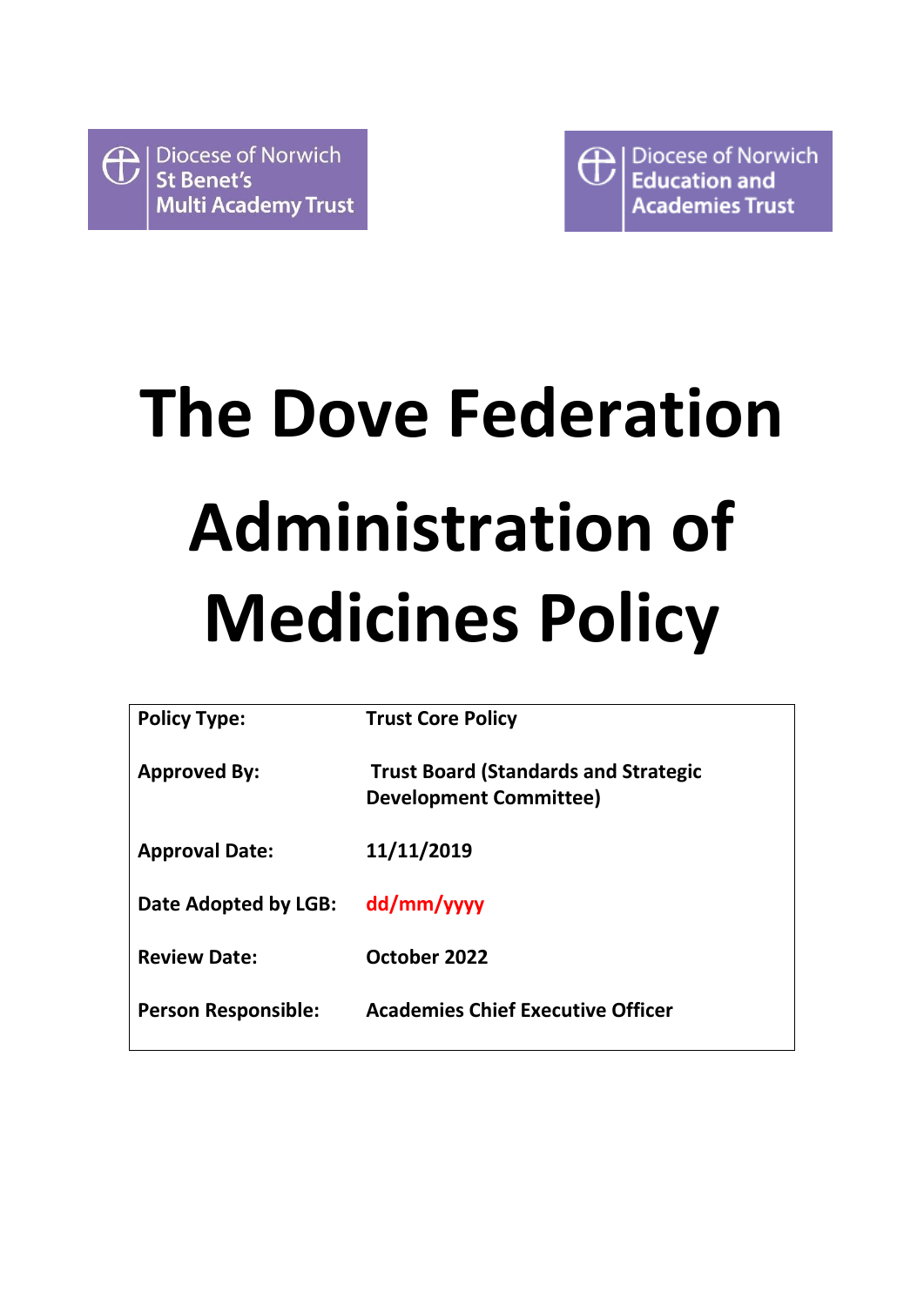Diocese of Norwich
St Benet's
Multi Academy Trust

Diocese of Norwich
Education and
Academies Trust

# The Dove Federation

# Administration of Medicines Policy

| | |
|---|---|
| **Policy Type:** | **Trust Core Policy** |
| **Approved By:** | **Trust Board (Standards and Strategic Development Committee)** |
| **Approval Date:** | **11/11/2019** |
| **Date Adopted by LGB:** | **dd/mm/yyyy** |
| **Review Date:** | **October 2022** |
| **Person Responsible:** | **Academies Chief Executive Officer** |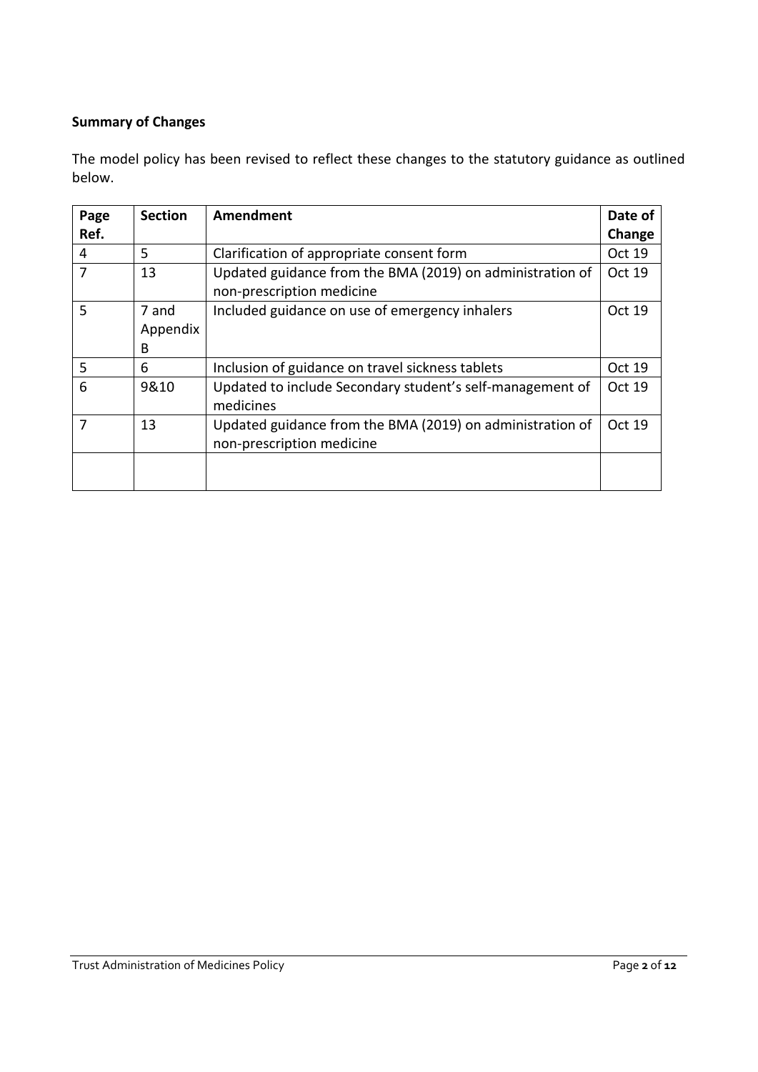**Summary of Changes**

The model policy has been revised to reflect these changes to the statutory guidance as outlined below.

| Page Ref. | Section | Amendment | Date of Change |
|---|---|---|---|
| 4 | 5 | Clarification of appropriate consent form | Oct 19 |
| 7 | 13 | Updated guidance from the BMA (2019) on administration of non-prescription medicine | Oct 19 |
| 5 | 7 and Appendix B | Included guidance on use of emergency inhalers | Oct 19 |
| 5 | 6 | Inclusion of guidance on travel sickness tablets | Oct 19 |
| 6 | 9&10 | Updated to include Secondary student's self-management of medicines | Oct 19 |
| 7 | 13 | Updated guidance from the BMA (2019) on administration of non-prescription medicine | Oct 19 |
| | | | |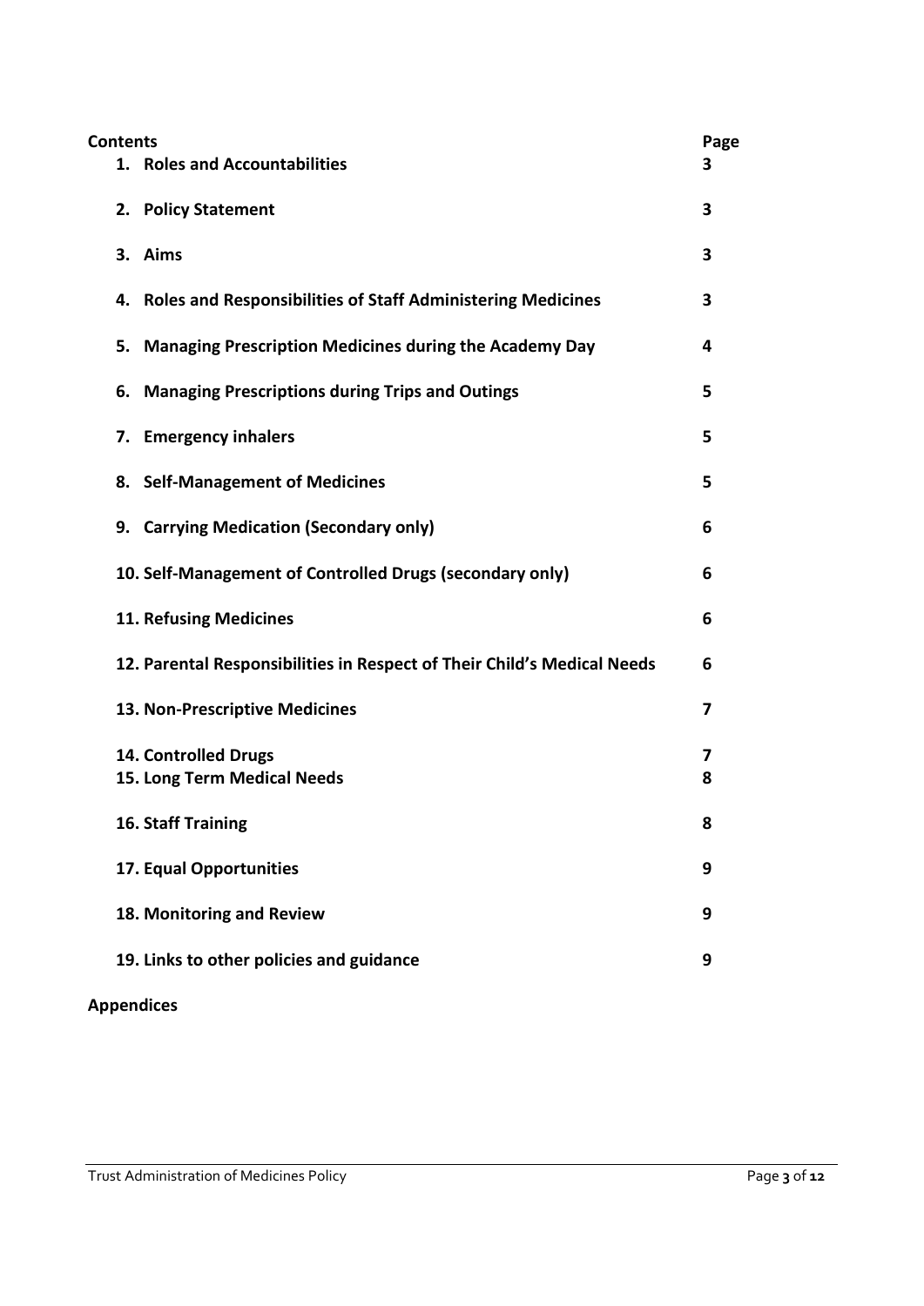| **Contents** | **Page** |
|---|---|
| **1. Roles and Accountabilities** | **3** |
| **2. Policy Statement** | **3** |
| **3. Aims** | **3** |
| **4. Roles and Responsibilities of Staff Administering Medicines** | **3** |
| **5. Managing Prescription Medicines during the Academy Day** | **4** |
| **6. Managing Prescriptions during Trips and Outings** | **5** |
| **7. Emergency inhalers** | **5** |
| **8. Self-Management of Medicines** | **5** |
| **9. Carrying Medication (Secondary only)** | **6** |
| **10. Self-Management of Controlled Drugs (secondary only)** | **6** |
| **11. Refusing Medicines** | **6** |
| **12. Parental Responsibilities in Respect of Their Child's Medical Needs** | **6** |
| **13. Non-Prescriptive Medicines** | **7** |
| **14. Controlled Drugs** | **7** |
| **15. Long Term Medical Needs** | **8** |
| **16. Staff Training** | **8** |
| **17. Equal Opportunities** | **9** |
| **18. Monitoring and Review** | **9** |
| **19. Links to other policies and guidance** | **9** |

**Appendices**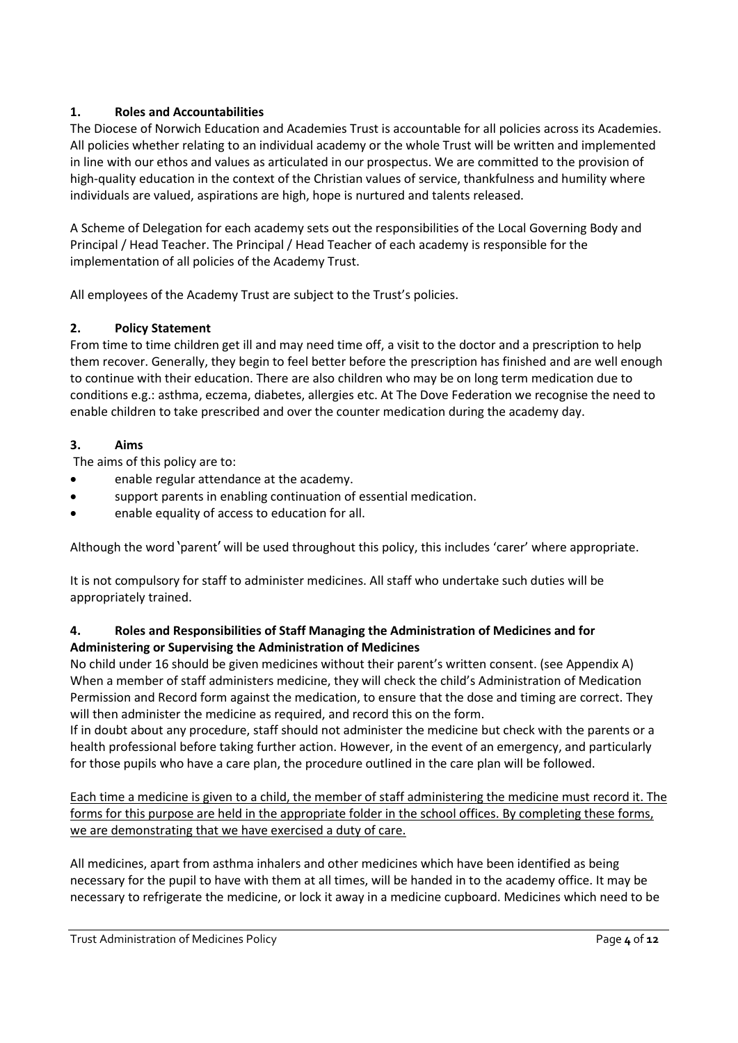## 1. Roles and Accountabilities

The Diocese of Norwich Education and Academies Trust is accountable for all policies across its Academies. All policies whether relating to an individual academy or the whole Trust will be written and implemented in line with our ethos and values as articulated in our prospectus. We are committed to the provision of high-quality education in the context of the Christian values of service, thankfulness and humility where individuals are valued, aspirations are high, hope is nurtured and talents released.

A Scheme of Delegation for each academy sets out the responsibilities of the Local Governing Body and Principal / Head Teacher. The Principal / Head Teacher of each academy is responsible for the implementation of all policies of the Academy Trust.

All employees of the Academy Trust are subject to the Trust's policies.

## 2. Policy Statement

From time to time children get ill and may need time off, a visit to the doctor and a prescription to help them recover. Generally, they begin to feel better before the prescription has finished and are well enough to continue with their education. There are also children who may be on long term medication due to conditions e.g.: asthma, eczema, diabetes, allergies etc. At The Dove Federation we recognise the need to enable children to take prescribed and over the counter medication during the academy day.

## 3. Aims

The aims of this policy are to:

- enable regular attendance at the academy.
- support parents in enabling continuation of essential medication.
- enable equality of access to education for all.

Although the word 'parent' will be used throughout this policy, this includes 'carer' where appropriate.

It is not compulsory for staff to administer medicines. All staff who undertake such duties will be appropriately trained.

## 4. Roles and Responsibilities of Staff Managing the Administration of Medicines and for Administering or Supervising the Administration of Medicines

No child under 16 should be given medicines without their parent's written consent. (see Appendix A) When a member of staff administers medicine, they will check the child's Administration of Medication Permission and Record form against the medication, to ensure that the dose and timing are correct. They will then administer the medicine as required, and record this on the form.

If in doubt about any procedure, staff should not administer the medicine but check with the parents or a health professional before taking further action. However, in the event of an emergency, and particularly for those pupils who have a care plan, the procedure outlined in the care plan will be followed.

<u>Each time a medicine is given to a child, the member of staff administering the medicine must record it. The forms for this purpose are held in the appropriate folder in the school offices. By completing these forms, we are demonstrating that we have exercised a duty of care.</u>

All medicines, apart from asthma inhalers and other medicines which have been identified as being necessary for the pupil to have with them at all times, will be handed in to the academy office. It may be necessary to refrigerate the medicine, or lock it away in a medicine cupboard. Medicines which need to be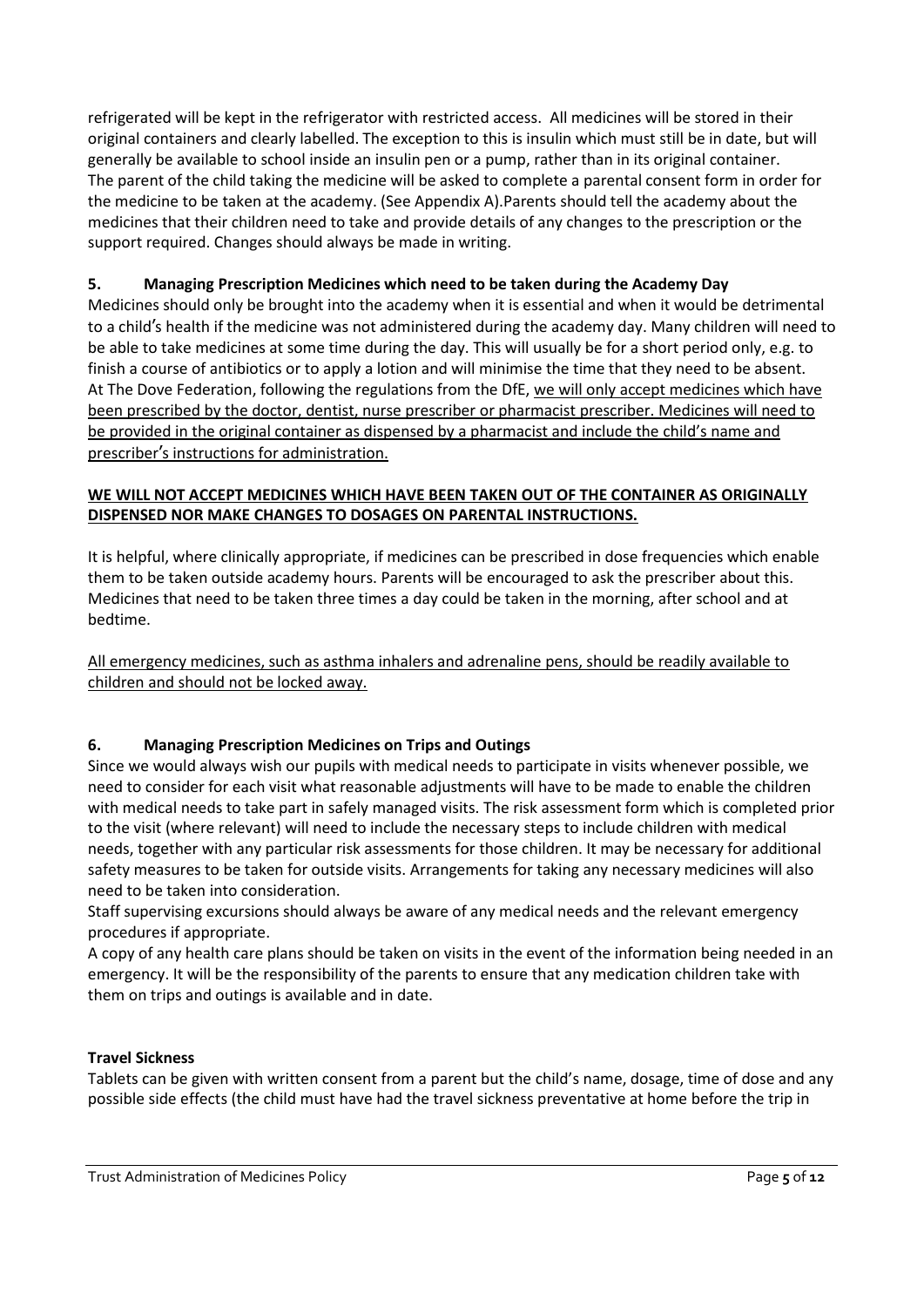refrigerated will be kept in the refrigerator with restricted access. All medicines will be stored in their original containers and clearly labelled. The exception to this is insulin which must still be in date, but will generally be available to school inside an insulin pen or a pump, rather than in its original container. The parent of the child taking the medicine will be asked to complete a parental consent form in order for the medicine to be taken at the academy. (See Appendix A).Parents should tell the academy about the medicines that their children need to take and provide details of any changes to the prescription or the support required. Changes should always be made in writing.

## 5. Managing Prescription Medicines which need to be taken during the Academy Day

Medicines should only be brought into the academy when it is essential and when it would be detrimental to a child's health if the medicine was not administered during the academy day. Many children will need to be able to take medicines at some time during the day. This will usually be for a short period only, e.g. to finish a course of antibiotics or to apply a lotion and will minimise the time that they need to be absent. At The Dove Federation, following the regulations from the DfE, <u>we will only accept medicines which have been prescribed by the doctor, dentist, nurse prescriber or pharmacist prescriber. Medicines will need to be provided in the original container as dispensed by a pharmacist and include the child's name and prescriber's instructions for administration.</u>

**<u>WE WILL NOT ACCEPT MEDICINES WHICH HAVE BEEN TAKEN OUT OF THE CONTAINER AS ORIGINALLY DISPENSED NOR MAKE CHANGES TO DOSAGES ON PARENTAL INSTRUCTIONS.</u>**

It is helpful, where clinically appropriate, if medicines can be prescribed in dose frequencies which enable them to be taken outside academy hours. Parents will be encouraged to ask the prescriber about this. Medicines that need to be taken three times a day could be taken in the morning, after school and at bedtime.

<u>All emergency medicines, such as asthma inhalers and adrenaline pens, should be readily available to children and should not be locked away.</u>

## 6. Managing Prescription Medicines on Trips and Outings

Since we would always wish our pupils with medical needs to participate in visits whenever possible, we need to consider for each visit what reasonable adjustments will have to be made to enable the children with medical needs to take part in safely managed visits. The risk assessment form which is completed prior to the visit (where relevant) will need to include the necessary steps to include children with medical needs, together with any particular risk assessments for those children. It may be necessary for additional safety measures to be taken for outside visits. Arrangements for taking any necessary medicines will also need to be taken into consideration.

Staff supervising excursions should always be aware of any medical needs and the relevant emergency procedures if appropriate.

A copy of any health care plans should be taken on visits in the event of the information being needed in an emergency. It will be the responsibility of the parents to ensure that any medication children take with them on trips and outings is available and in date.

**Travel Sickness**

Tablets can be given with written consent from a parent but the child's name, dosage, time of dose and any possible side effects (the child must have had the travel sickness preventative at home before the trip in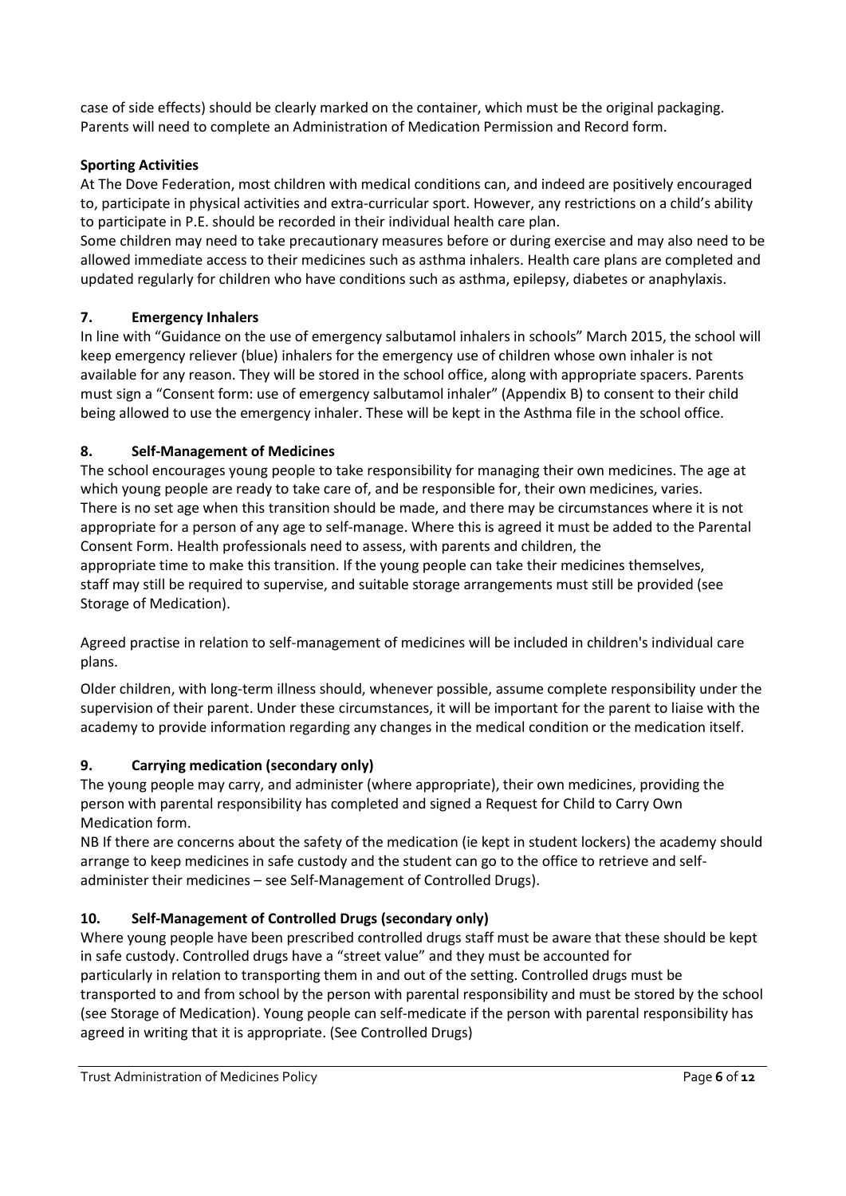case of side effects) should be clearly marked on the container, which must be the original packaging. Parents will need to complete an Administration of Medication Permission and Record form.

**Sporting Activities**

At The Dove Federation, most children with medical conditions can, and indeed are positively encouraged to, participate in physical activities and extra-curricular sport. However, any restrictions on a child's ability to participate in P.E. should be recorded in their individual health care plan.

Some children may need to take precautionary measures before or during exercise and may also need to be allowed immediate access to their medicines such as asthma inhalers. Health care plans are completed and updated regularly for children who have conditions such as asthma, epilepsy, diabetes or anaphylaxis.

## 7. Emergency Inhalers

In line with "Guidance on the use of emergency salbutamol inhalers in schools" March 2015, the school will keep emergency reliever (blue) inhalers for the emergency use of children whose own inhaler is not available for any reason. They will be stored in the school office, along with appropriate spacers. Parents must sign a "Consent form: use of emergency salbutamol inhaler" (Appendix B) to consent to their child being allowed to use the emergency inhaler. These will be kept in the Asthma file in the school office.

## 8. Self-Management of Medicines

The school encourages young people to take responsibility for managing their own medicines. The age at which young people are ready to take care of, and be responsible for, their own medicines, varies. There is no set age when this transition should be made, and there may be circumstances where it is not appropriate for a person of any age to self-manage. Where this is agreed it must be added to the Parental Consent Form. Health professionals need to assess, with parents and children, the appropriate time to make this transition. If the young people can take their medicines themselves, staff may still be required to supervise, and suitable storage arrangements must still be provided (see Storage of Medication).

Agreed practise in relation to self-management of medicines will be included in children's individual care plans.

Older children, with long-term illness should, whenever possible, assume complete responsibility under the supervision of their parent. Under these circumstances, it will be important for the parent to liaise with the academy to provide information regarding any changes in the medical condition or the medication itself.

## 9. Carrying medication (secondary only)

The young people may carry, and administer (where appropriate), their own medicines, providing the person with parental responsibility has completed and signed a Request for Child to Carry Own Medication form.

NB If there are concerns about the safety of the medication (ie kept in student lockers) the academy should arrange to keep medicines in safe custody and the student can go to the office to retrieve and self-administer their medicines – see Self-Management of Controlled Drugs).

## 10. Self-Management of Controlled Drugs (secondary only)

Where young people have been prescribed controlled drugs staff must be aware that these should be kept in safe custody. Controlled drugs have a "street value" and they must be accounted for particularly in relation to transporting them in and out of the setting. Controlled drugs must be transported to and from school by the person with parental responsibility and must be stored by the school (see Storage of Medication). Young people can self-medicate if the person with parental responsibility has agreed in writing that it is appropriate. (See Controlled Drugs)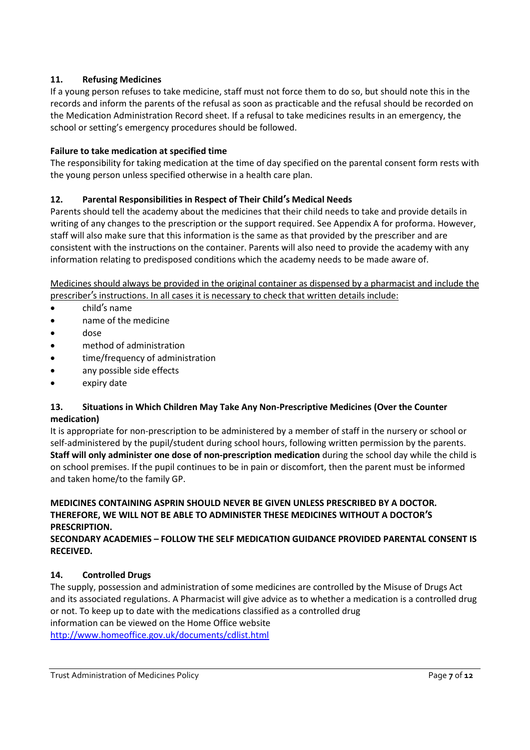## 11. Refusing Medicines

If a young person refuses to take medicine, staff must not force them to do so, but should note this in the records and inform the parents of the refusal as soon as practicable and the refusal should be recorded on the Medication Administration Record sheet. If a refusal to take medicines results in an emergency, the school or setting's emergency procedures should be followed.

### Failure to take medication at specified time

The responsibility for taking medication at the time of day specified on the parental consent form rests with the young person unless specified otherwise in a health care plan.

## 12. Parental Responsibilities in Respect of Their Child's Medical Needs

Parents should tell the academy about the medicines that their child needs to take and provide details in writing of any changes to the prescription or the support required. See Appendix A for proforma. However, staff will also make sure that this information is the same as that provided by the prescriber and are consistent with the instructions on the container. Parents will also need to provide the academy with any information relating to predisposed conditions which the academy needs to be made aware of.

<u>Medicines should always be provided in the original container as dispensed by a pharmacist and include the prescriber's instructions. In all cases it is necessary to check that written details include:</u>

- child's name
- name of the medicine
- dose
- method of administration
- time/frequency of administration
- any possible side effects
- expiry date

## 13. Situations in Which Children May Take Any Non-Prescriptive Medicines (Over the Counter medication)

It is appropriate for non-prescription to be administered by a member of staff in the nursery or school or self-administered by the pupil/student during school hours, following written permission by the parents. **Staff will only administer one dose of non-prescription medication** during the school day while the child is on school premises. If the pupil continues to be in pain or discomfort, then the parent must be informed and taken home/to the family GP.

**MEDICINES CONTAINING ASPRIN SHOULD NEVER BE GIVEN UNLESS PRESCRIBED BY A DOCTOR. THEREFORE, WE WILL NOT BE ABLE TO ADMINISTER THESE MEDICINES WITHOUT A DOCTOR'S PRESCRIPTION.**

**SECONDARY ACADEMIES – FOLLOW THE SELF MEDICATION GUIDANCE PROVIDED PARENTAL CONSENT IS RECEIVED.**

## 14. Controlled Drugs

The supply, possession and administration of some medicines are controlled by the Misuse of Drugs Act and its associated regulations. A Pharmacist will give advice as to whether a medication is a controlled drug or not. To keep up to date with the medications classified as a controlled drug information can be viewed on the Home Office website
http://www.homeoffice.gov.uk/documents/cdlist.html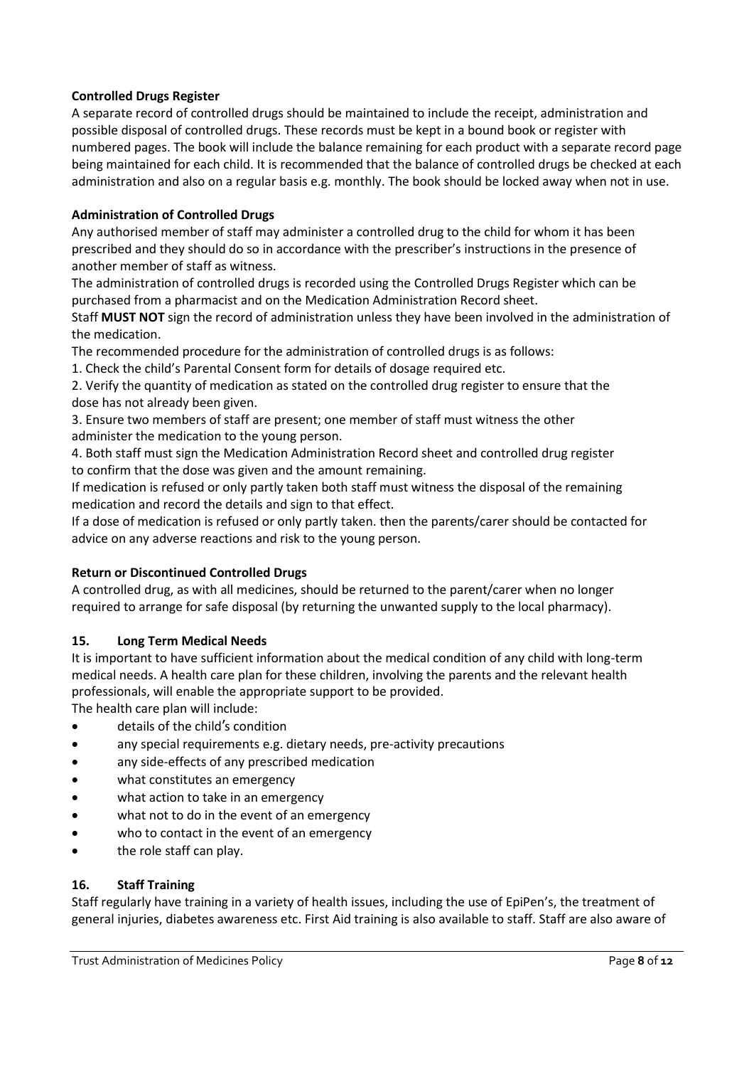**Controlled Drugs Register**

A separate record of controlled drugs should be maintained to include the receipt, administration and possible disposal of controlled drugs. These records must be kept in a bound book or register with numbered pages. The book will include the balance remaining for each product with a separate record page being maintained for each child. It is recommended that the balance of controlled drugs be checked at each administration and also on a regular basis e.g. monthly. The book should be locked away when not in use.

**Administration of Controlled Drugs**

Any authorised member of staff may administer a controlled drug to the child for whom it has been prescribed and they should do so in accordance with the prescriber's instructions in the presence of another member of staff as witness.

The administration of controlled drugs is recorded using the Controlled Drugs Register which can be purchased from a pharmacist and on the Medication Administration Record sheet.

Staff **MUST NOT** sign the record of administration unless they have been involved in the administration of the medication.

The recommended procedure for the administration of controlled drugs is as follows:

1. Check the child's Parental Consent form for details of dosage required etc.
2. Verify the quantity of medication as stated on the controlled drug register to ensure that the dose has not already been given.
3. Ensure two members of staff are present; one member of staff must witness the other administer the medication to the young person.
4. Both staff must sign the Medication Administration Record sheet and controlled drug register to confirm that the dose was given and the amount remaining.

If medication is refused or only partly taken both staff must witness the disposal of the remaining medication and record the details and sign to that effect.

If a dose of medication is refused or only partly taken. then the parents/carer should be contacted for advice on any adverse reactions and risk to the young person.

**Return or Discontinued Controlled Drugs**

A controlled drug, as with all medicines, should be returned to the parent/carer when no longer required to arrange for safe disposal (by returning the unwanted supply to the local pharmacy).

## 15. Long Term Medical Needs

It is important to have sufficient information about the medical condition of any child with long-term medical needs. A health care plan for these children, involving the parents and the relevant health professionals, will enable the appropriate support to be provided.

The health care plan will include:

- details of the child's condition
- any special requirements e.g. dietary needs, pre-activity precautions
- any side-effects of any prescribed medication
- what constitutes an emergency
- what action to take in an emergency
- what not to do in the event of an emergency
- who to contact in the event of an emergency
- the role staff can play.

## 16. Staff Training

Staff regularly have training in a variety of health issues, including the use of EpiPen's, the treatment of general injuries, diabetes awareness etc. First Aid training is also available to staff. Staff are also aware of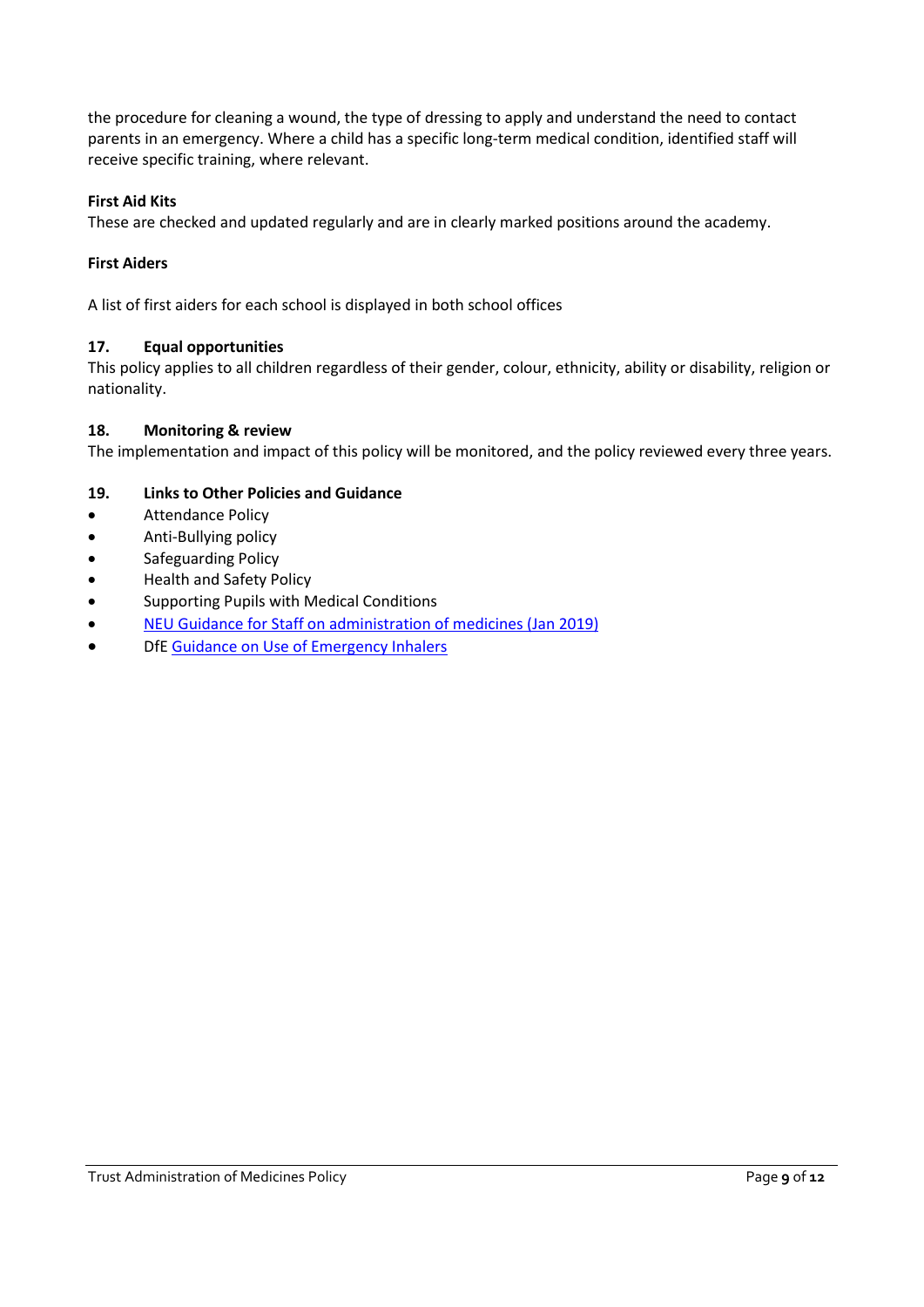the procedure for cleaning a wound, the type of dressing to apply and understand the need to contact parents in an emergency. Where a child has a specific long-term medical condition, identified staff will receive specific training, where relevant.

**First Aid Kits**
These are checked and updated regularly and are in clearly marked positions around the academy.

**First Aiders**

A list of first aiders for each school is displayed in both school offices

### 17. Equal opportunities

This policy applies to all children regardless of their gender, colour, ethnicity, ability or disability, religion or nationality.

### 18. Monitoring & review

The implementation and impact of this policy will be monitored, and the policy reviewed every three years.

### 19. Links to Other Policies and Guidance

- Attendance Policy
- Anti-Bullying policy
- Safeguarding Policy
- Health and Safety Policy
- Supporting Pupils with Medical Conditions
- NEU Guidance for Staff on administration of medicines (Jan 2019)
- DfE Guidance on Use of Emergency Inhalers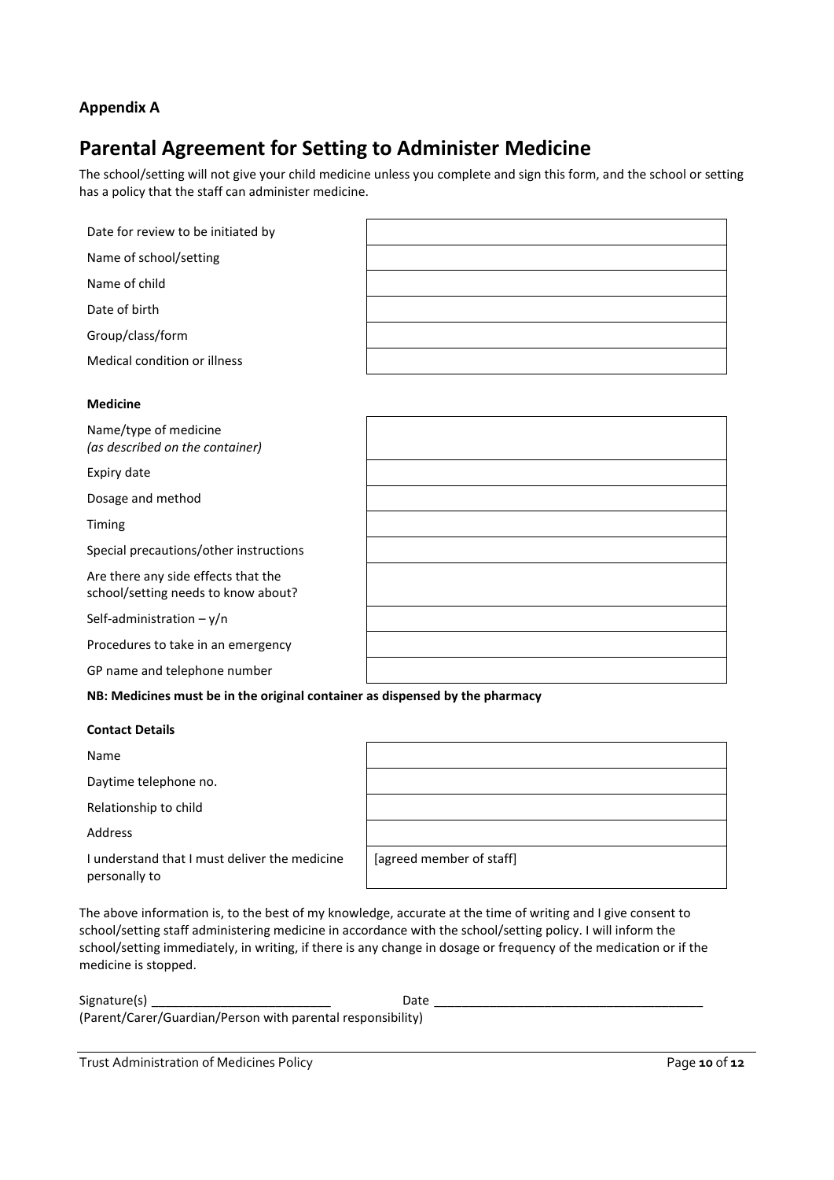**Appendix A**

# Parental Agreement for Setting to Administer Medicine

The school/setting will not give your child medicine unless you complete and sign this form, and the school or setting has a policy that the staff can administer medicine.

| | |
|---|---|
| Date for review to be initiated by | |
| Name of school/setting | |
| Name of child | |
| Date of birth | |
| Group/class/form | |
| Medical condition or illness | |

**Medicine**

| | |
|---|---|
| Name/type of medicine *(as described on the container)* | |
| Expiry date | |
| Dosage and method | |
| Timing | |
| Special precautions/other instructions | |
| Are there any side effects that the school/setting needs to know about? | |
| Self-administration – y/n | |
| Procedures to take in an emergency | |
| GP name and telephone number | |

**NB: Medicines must be in the original container as dispensed by the pharmacy**

**Contact Details**

| | |
|---|---|
| Name | |
| Daytime telephone no. | |
| Relationship to child | |
| Address | |
| I understand that I must deliver the medicine personally to | [agreed member of staff] |

The above information is, to the best of my knowledge, accurate at the time of writing and I give consent to school/setting staff administering medicine in accordance with the school/setting policy. I will inform the school/setting immediately, in writing, if there is any change in dosage or frequency of the medication or if the medicine is stopped.

Signature(s) __________________________ Date ________________________________________
(Parent/Carer/Guardian/Person with parental responsibility)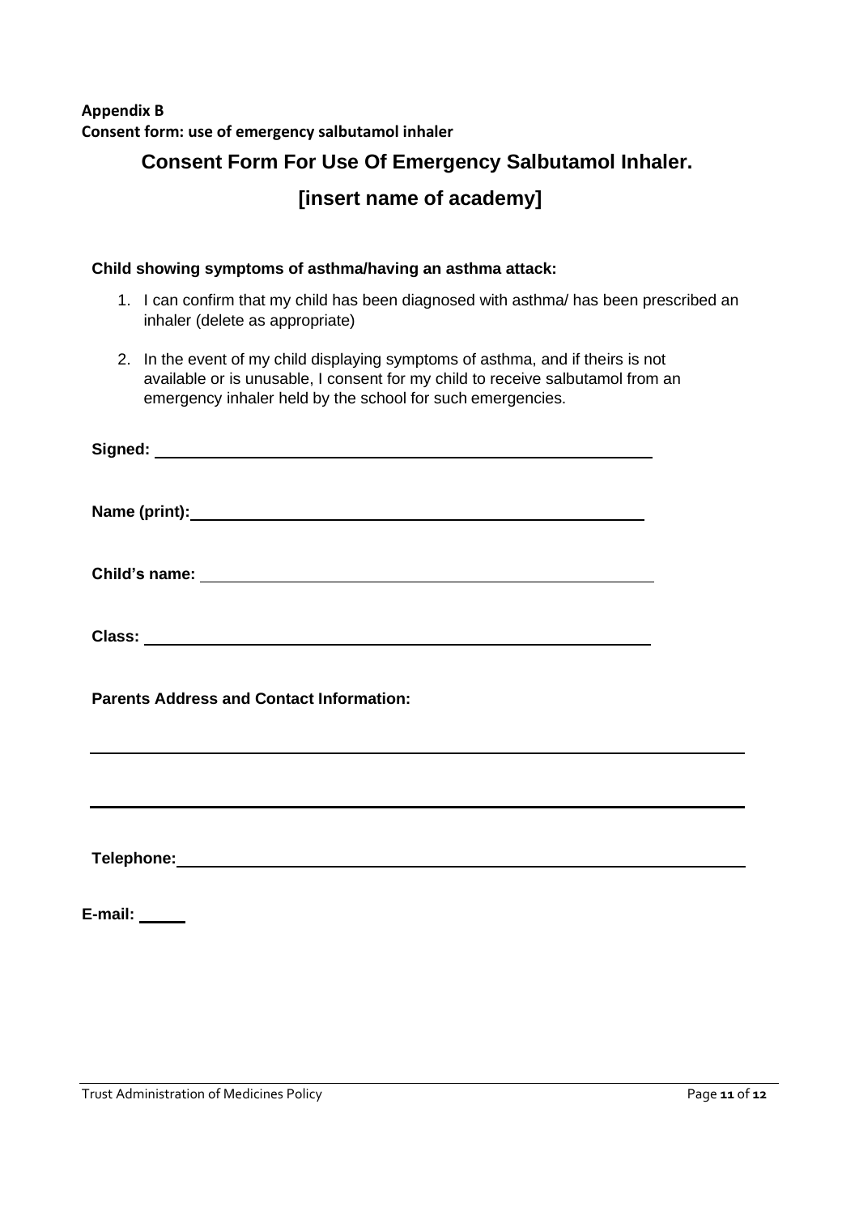**Appendix B**
**Consent form: use of emergency salbutamol inhaler**

## Consent Form For Use Of Emergency Salbutamol Inhaler.

## [insert name of academy]

**Child showing symptoms of asthma/having an asthma attack:**

1. I can confirm that my child has been diagnosed with asthma/ has been prescribed an inhaler (delete as appropriate)
2. In the event of my child displaying symptoms of asthma, and if theirs is not available or is unusable, I consent for my child to receive salbutamol from an emergency inhaler held by the school for such emergencies.

**Signed:** ______________________________________________

**Name (print):** ______________________________________________

**Child's name:** ______________________________________________

**Class:** ______________________________________________

**Parents Address and Contact Information:**

______________________________________________

______________________________________________

**Telephone:** ______________________________________________

**E-mail:** _____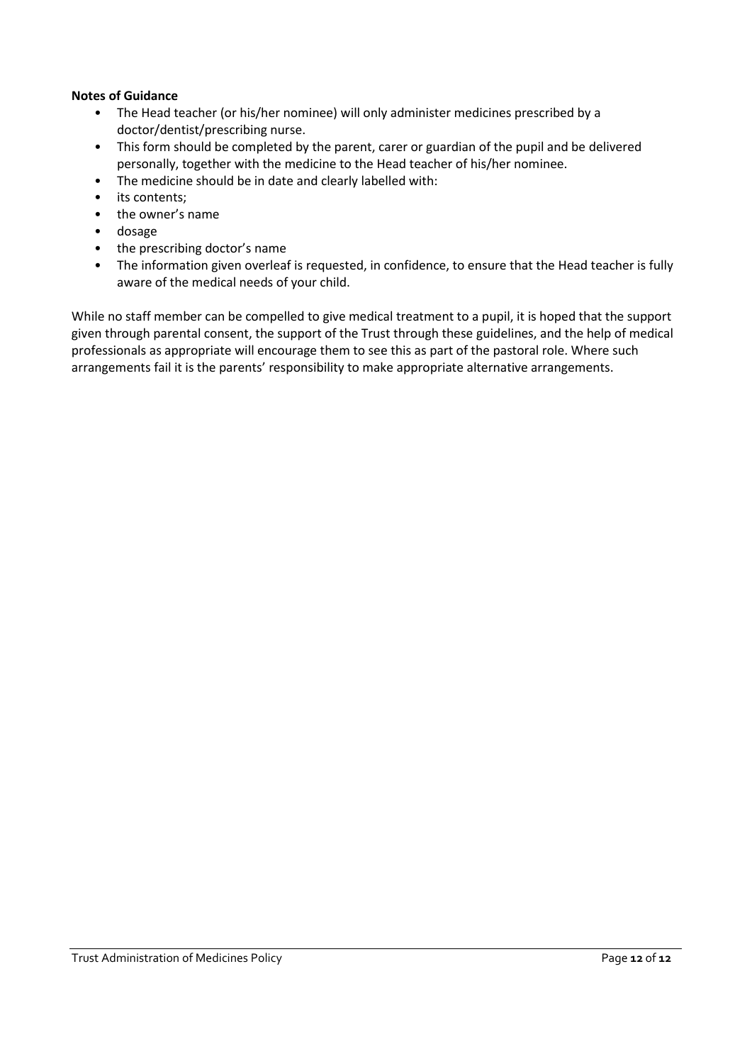**Notes of Guidance**

- The Head teacher (or his/her nominee) will only administer medicines prescribed by a doctor/dentist/prescribing nurse.
- This form should be completed by the parent, carer or guardian of the pupil and be delivered personally, together with the medicine to the Head teacher of his/her nominee.
- The medicine should be in date and clearly labelled with:
- its contents;
- the owner's name
- dosage
- the prescribing doctor's name
- The information given overleaf is requested, in confidence, to ensure that the Head teacher is fully aware of the medical needs of your child.

While no staff member can be compelled to give medical treatment to a pupil, it is hoped that the support given through parental consent, the support of the Trust through these guidelines, and the help of medical professionals as appropriate will encourage them to see this as part of the pastoral role. Where such arrangements fail it is the parents' responsibility to make appropriate alternative arrangements.